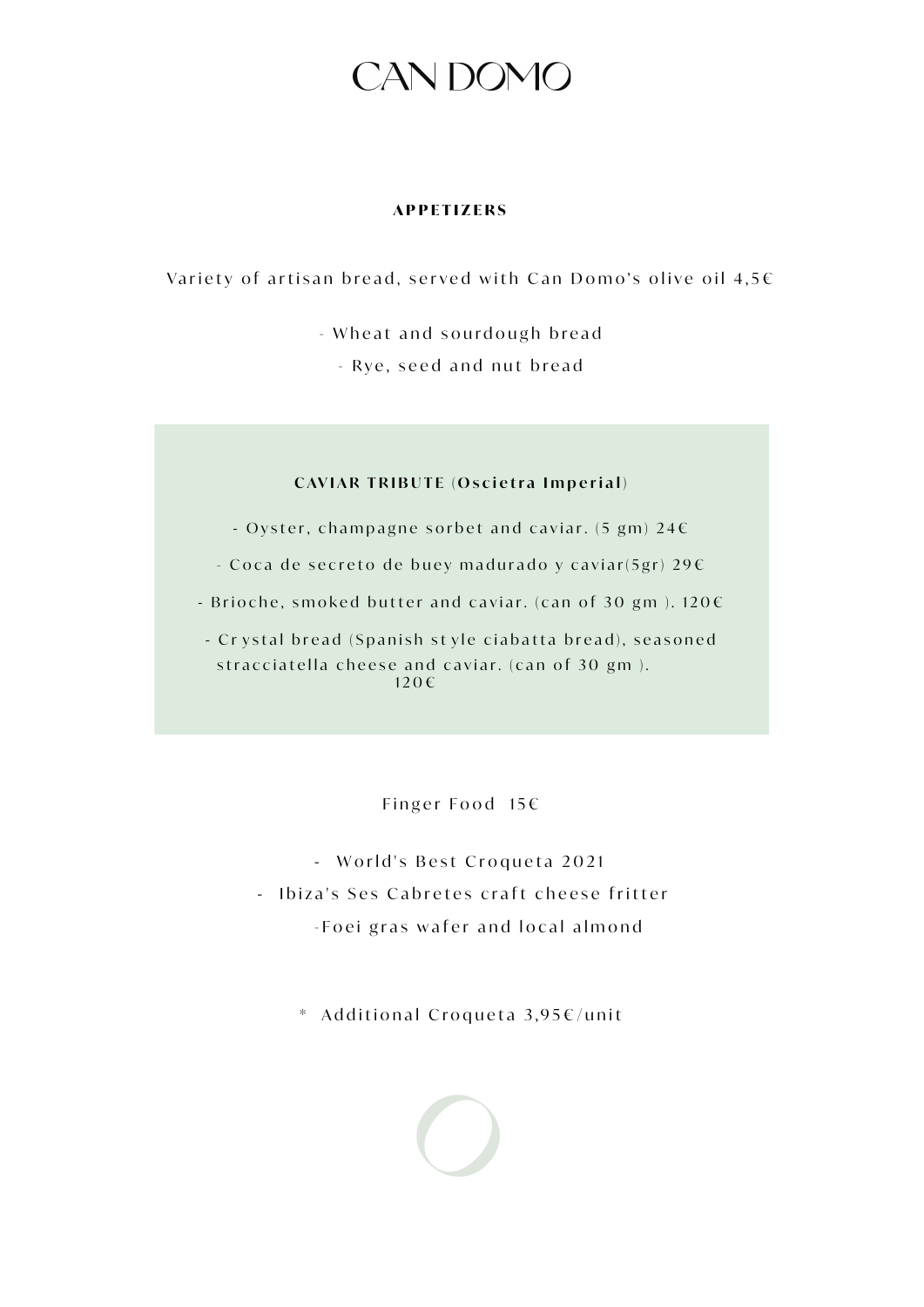# CAN DOMO

## APPETIZERS

Variety of artisan bread, served with Can Domo's olive oil 4,5€

- Wheat and sourdough bread
- Rye, seed and nut bread

### CAVIAR TRIBUTE (Oscietra Imperial)

- Oyster, champagne sorbet and caviar. (5 gm) 24€
- Coca de secreto de buey madurado y caviar(5gr) 29€
- Brioche, smoked butter and caviar. (can of 30 gm ). 120€
- Crystal bread (Spanish style ciabatta bread), seasoned stracciatella cheese and caviar. (can of 30 gm ). 120€

Finger Food 15€

- World's Best Croqueta 2021
- Ibiza's Ses Cabretes craft cheese fritter
- Foei gras wafer and local almond

* Additional Croqueta 3,95€/unit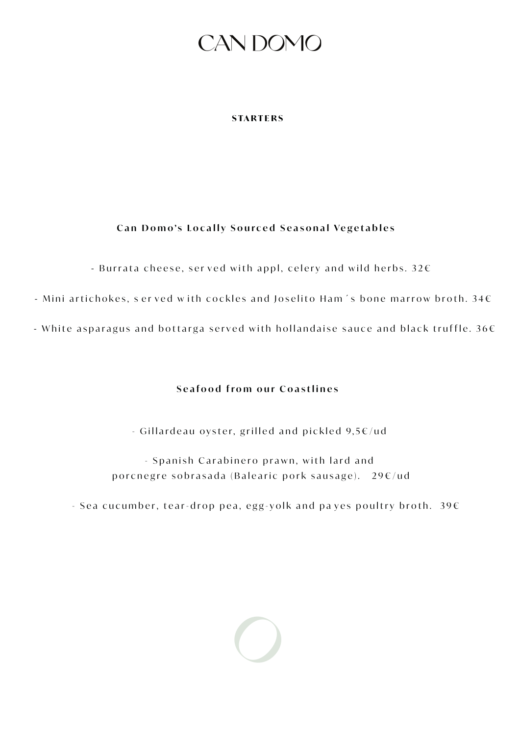# CAN DOMO

## STARTERS

### Can Domo's Locally Sourced Seasonal Vegetables

- Burrata cheese, served with appl, celery and wild herbs. 32€

- Mini artichokes, served with cockles and Joselito Ham´s bone marrow broth. 34€

- White asparagus and bottarga served with hollandaise sauce and black truffle. 36€

### Seafood from our Coastlines

- Gillardeau oyster, grilled and pickled 9,5€/ud

- Spanish Carabinero prawn, with lard and porcnegre sobrasada (Balearic pork sausage). 29€/ud

- Sea cucumber, tear-drop pea, egg-yolk and payes poultry broth. 39€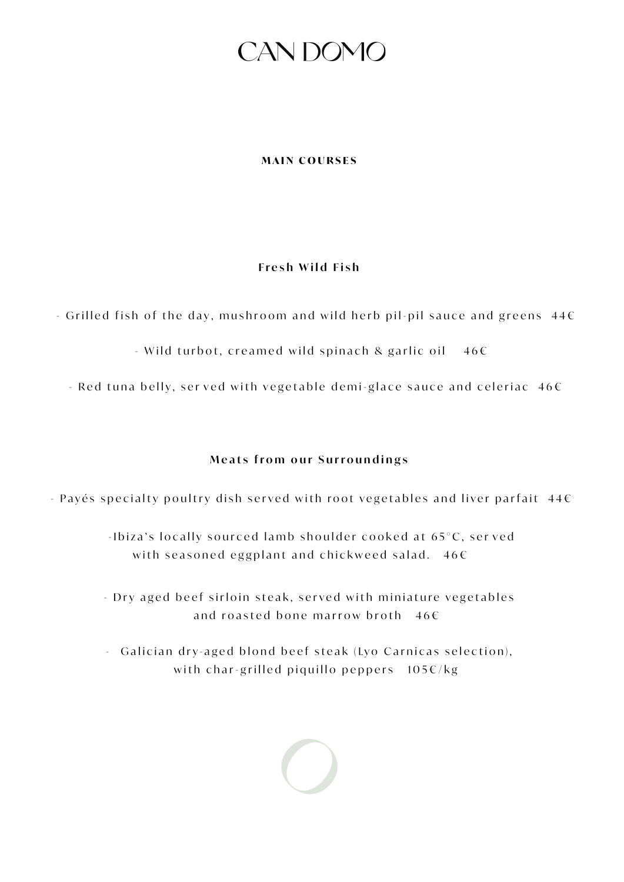# CAN DOMO

## MAIN COURSES

### Fresh Wild Fish

- Grilled fish of the day, mushroom and wild herb pil-pil sauce and greens 44€

- Wild turbot, creamed wild spinach & garlic oil 46€

- Red tuna belly, served with vegetable demi-glace sauce and celeriac 46€

### Meats from our Surroundings

- Payés specialty poultry dish served with root vegetables and liver parfait 44€

- Ibiza's locally sourced lamb shoulder cooked at 65°C, served with seasoned eggplant and chickweed salad. 46€

- Dry aged beef sirloin steak, served with miniature vegetables and roasted bone marrow broth 46€

- Galician dry-aged blond beef steak (Lyo Carnicas selection), with char-grilled piquillo peppers 105€/kg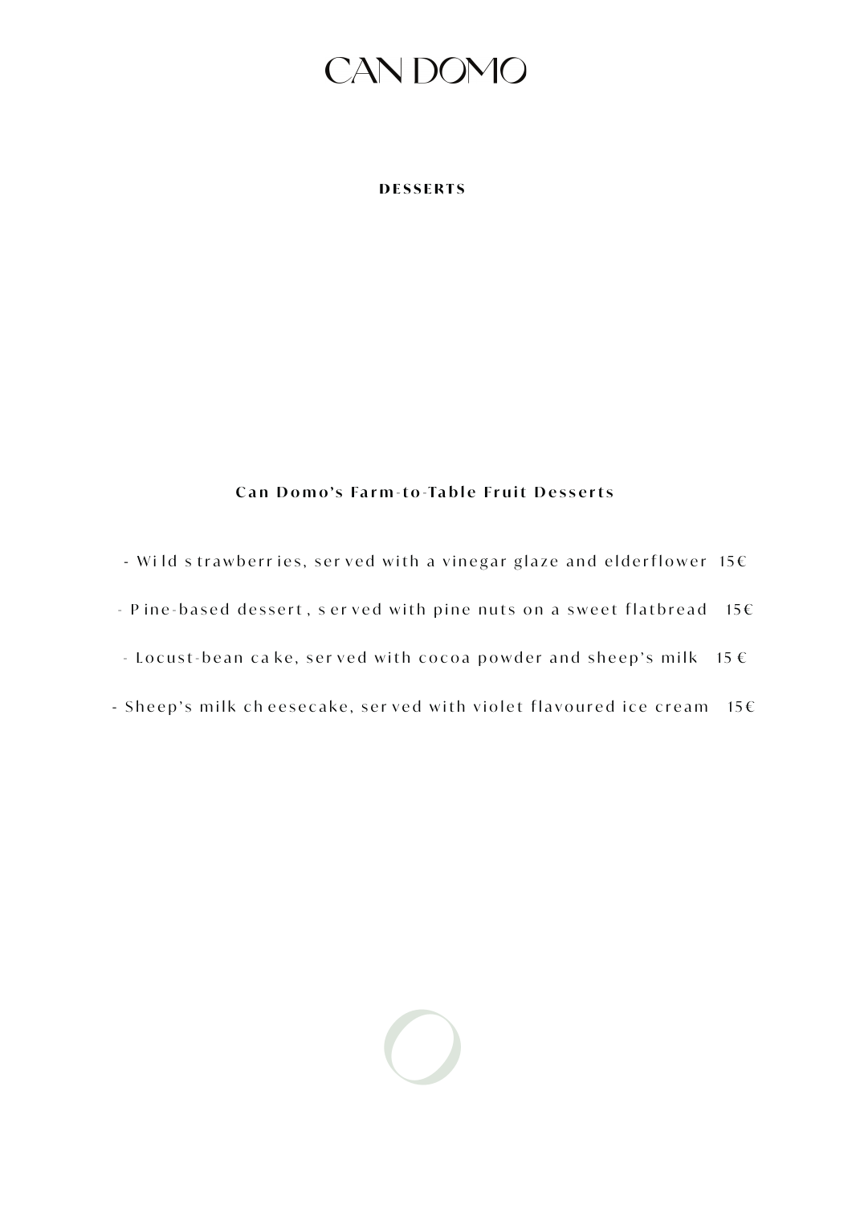# CAN DOMO

## DESSERTS

### Can Domo's Farm-to-Table Fruit Desserts

- Wild strawberries, served with a vinegar glaze and elderflower 15€
- Pine-based dessert, served with pine nuts on a sweet flatbread 15€
- Locust-bean cake, served with cocoa powder and sheep's milk 15 €
- Sheep's milk cheesecake, served with violet flavoured ice cream 15€